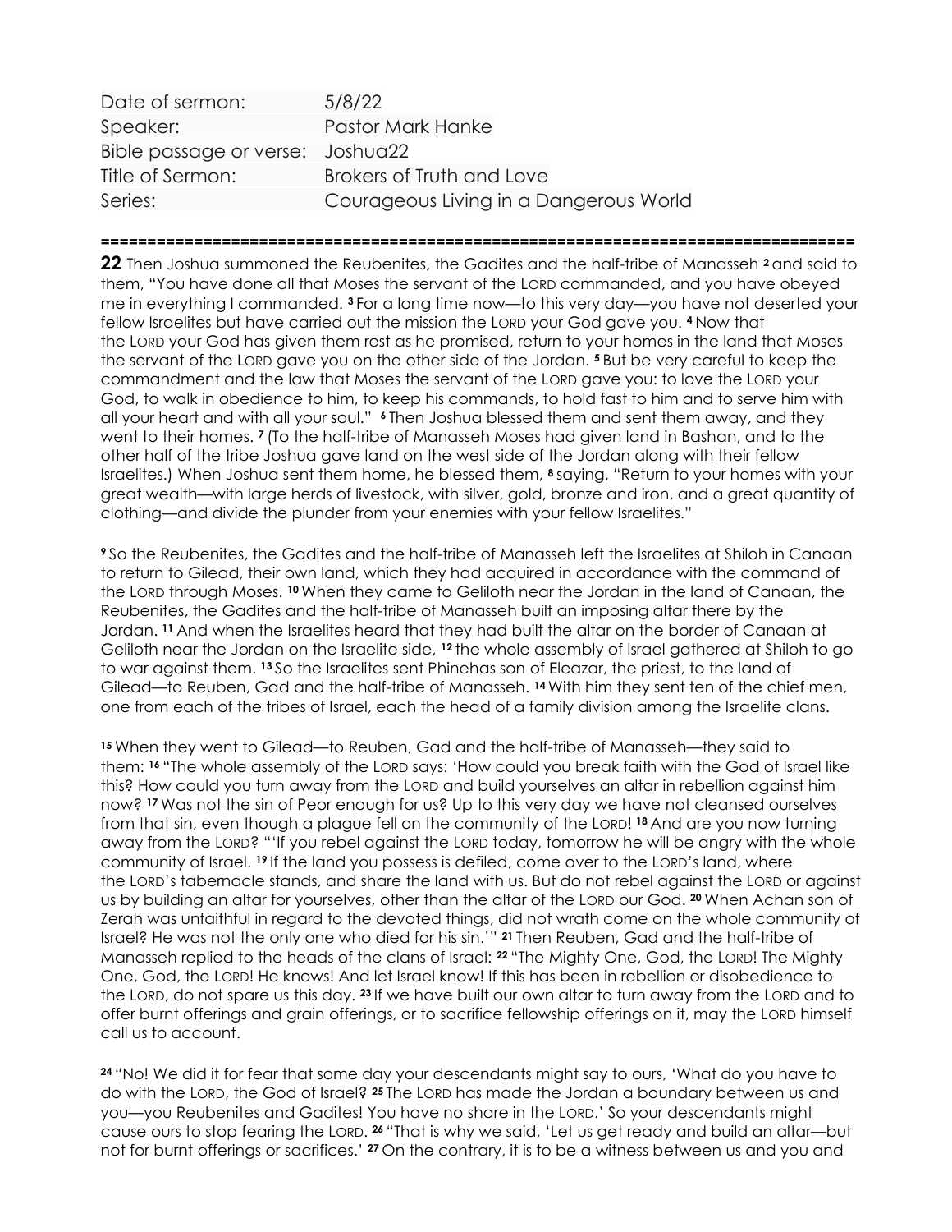| Date of sermon: | 5/8/22 |
|---|---|
| Speaker: | Pastor Mark Hanke |
| Bible passage or verse: | Joshua22 |
| Title of Sermon: | Brokers of Truth and Love |
| Series: | Courageous Living in a Dangerous World |

================================================================================

**22** Then Joshua summoned the Reubenites, the Gadites and the half-tribe of Manasseh **2** and said to them, "You have done all that Moses the servant of the LORD commanded, and you have obeyed me in everything I commanded. **3** For a long time now—to this very day—you have not deserted your fellow Israelites but have carried out the mission the LORD your God gave you. **4** Now that the LORD your God has given them rest as he promised, return to your homes in the land that Moses the servant of the LORD gave you on the other side of the Jordan. **5** But be very careful to keep the commandment and the law that Moses the servant of the LORD gave you: to love the LORD your God, to walk in obedience to him, to keep his commands, to hold fast to him and to serve him with all your heart and with all your soul." **6** Then Joshua blessed them and sent them away, and they went to their homes. **7** (To the half-tribe of Manasseh Moses had given land in Bashan, and to the other half of the tribe Joshua gave land on the west side of the Jordan along with their fellow Israelites.) When Joshua sent them home, he blessed them, **8** saying, "Return to your homes with your great wealth—with large herds of livestock, with silver, gold, bronze and iron, and a great quantity of clothing—and divide the plunder from your enemies with your fellow Israelites."

**9** So the Reubenites, the Gadites and the half-tribe of Manasseh left the Israelites at Shiloh in Canaan to return to Gilead, their own land, which they had acquired in accordance with the command of the LORD through Moses. **10** When they came to Geliloth near the Jordan in the land of Canaan, the Reubenites, the Gadites and the half-tribe of Manasseh built an imposing altar there by the Jordan. **11** And when the Israelites heard that they had built the altar on the border of Canaan at Geliloth near the Jordan on the Israelite side, **12** the whole assembly of Israel gathered at Shiloh to go to war against them. **13** So the Israelites sent Phinehas son of Eleazar, the priest, to the land of Gilead—to Reuben, Gad and the half-tribe of Manasseh. **14** With him they sent ten of the chief men, one from each of the tribes of Israel, each the head of a family division among the Israelite clans.

**15** When they went to Gilead—to Reuben, Gad and the half-tribe of Manasseh—they said to them: **16** "The whole assembly of the LORD says: 'How could you break faith with the God of Israel like this? How could you turn away from the LORD and build yourselves an altar in rebellion against him now? **17** Was not the sin of Peor enough for us? Up to this very day we have not cleansed ourselves from that sin, even though a plague fell on the community of the LORD! **18** And are you now turning away from the LORD? "'If you rebel against the LORD today, tomorrow he will be angry with the whole community of Israel. **19** If the land you possess is defiled, come over to the LORD's land, where the LORD's tabernacle stands, and share the land with us. But do not rebel against the LORD or against us by building an altar for yourselves, other than the altar of the LORD our God. **20** When Achan son of Zerah was unfaithful in regard to the devoted things, did not wrath come on the whole community of Israel? He was not the only one who died for his sin.'" **21** Then Reuben, Gad and the half-tribe of Manasseh replied to the heads of the clans of Israel: **22** "The Mighty One, God, the LORD! The Mighty One, God, the LORD! He knows! And let Israel know! If this has been in rebellion or disobedience to the LORD, do not spare us this day. **23** If we have built our own altar to turn away from the LORD and to offer burnt offerings and grain offerings, or to sacrifice fellowship offerings on it, may the LORD himself call us to account.

**24** "No! We did it for fear that some day your descendants might say to ours, 'What do you have to do with the LORD, the God of Israel? **25** The LORD has made the Jordan a boundary between us and you—you Reubenites and Gadites! You have no share in the LORD.' So your descendants might cause ours to stop fearing the LORD. **26** "That is why we said, 'Let us get ready and build an altar—but not for burnt offerings or sacrifices.' **27** On the contrary, it is to be a witness between us and you and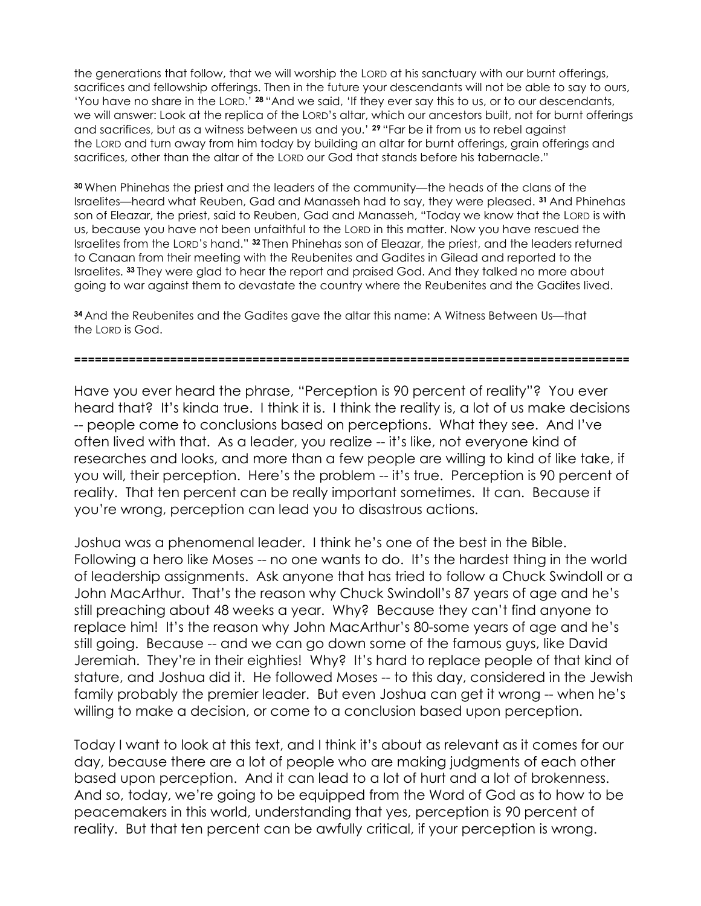the generations that follow, that we will worship the LORD at his sanctuary with our burnt offerings, sacrifices and fellowship offerings. Then in the future your descendants will not be able to say to ours, 'You have no share in the LORD.' **28** "And we said, 'If they ever say this to us, or to our descendants, we will answer: Look at the replica of the LORD's altar, which our ancestors built, not for burnt offerings and sacrifices, but as a witness between us and you.' **29** "Far be it from us to rebel against the LORD and turn away from him today by building an altar for burnt offerings, grain offerings and sacrifices, other than the altar of the LORD our God that stands before his tabernacle."

**30** When Phinehas the priest and the leaders of the community—the heads of the clans of the Israelites—heard what Reuben, Gad and Manasseh had to say, they were pleased. **31** And Phinehas son of Eleazar, the priest, said to Reuben, Gad and Manasseh, "Today we know that the LORD is with us, because you have not been unfaithful to the LORD in this matter. Now you have rescued the Israelites from the LORD's hand." **32** Then Phinehas son of Eleazar, the priest, and the leaders returned to Canaan from their meeting with the Reubenites and Gadites in Gilead and reported to the Israelites. **33** They were glad to hear the report and praised God. And they talked no more about going to war against them to devastate the country where the Reubenites and the Gadites lived.

**34** And the Reubenites and the Gadites gave the altar this name: A Witness Between Us—that the LORD is God.

**================================================================================**

Have you ever heard the phrase, "Perception is 90 percent of reality"? You ever heard that? It's kinda true. I think it is. I think the reality is, a lot of us make decisions -- people come to conclusions based on perceptions. What they see. And I've often lived with that. As a leader, you realize -- it's like, not everyone kind of researches and looks, and more than a few people are willing to kind of like take, if you will, their perception. Here's the problem -- it's true. Perception is 90 percent of reality. That ten percent can be really important sometimes. It can. Because if you're wrong, perception can lead you to disastrous actions.

Joshua was a phenomenal leader. I think he's one of the best in the Bible. Following a hero like Moses -- no one wants to do. It's the hardest thing in the world of leadership assignments. Ask anyone that has tried to follow a Chuck Swindoll or a John MacArthur. That's the reason why Chuck Swindoll's 87 years of age and he's still preaching about 48 weeks a year. Why? Because they can't find anyone to replace him! It's the reason why John MacArthur's 80-some years of age and he's still going. Because -- and we can go down some of the famous guys, like David Jeremiah. They're in their eighties! Why? It's hard to replace people of that kind of stature, and Joshua did it. He followed Moses -- to this day, considered in the Jewish family probably the premier leader. But even Joshua can get it wrong -- when he's willing to make a decision, or come to a conclusion based upon perception.

Today I want to look at this text, and I think it's about as relevant as it comes for our day, because there are a lot of people who are making judgments of each other based upon perception. And it can lead to a lot of hurt and a lot of brokenness. And so, today, we're going to be equipped from the Word of God as to how to be peacemakers in this world, understanding that yes, perception is 90 percent of reality. But that ten percent can be awfully critical, if your perception is wrong.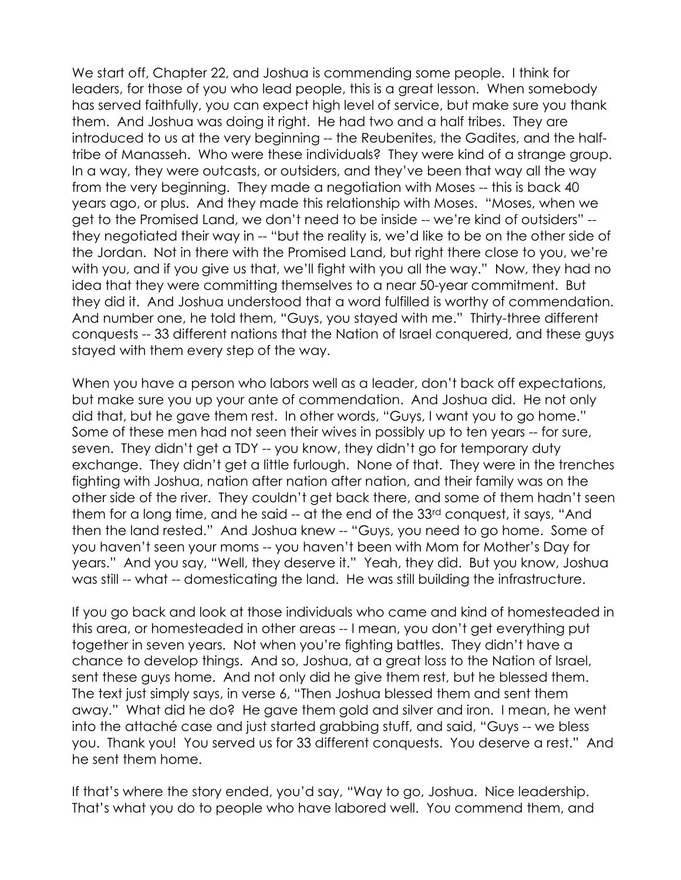We start off, Chapter 22, and Joshua is commending some people. I think for leaders, for those of you who lead people, this is a great lesson. When somebody has served faithfully, you can expect high level of service, but make sure you thank them. And Joshua was doing it right. He had two and a half tribes. They are introduced to us at the very beginning -- the Reubenites, the Gadites, and the half-tribe of Manasseh. Who were these individuals? They were kind of a strange group. In a way, they were outcasts, or outsiders, and they've been that way all the way from the very beginning. They made a negotiation with Moses -- this is back 40 years ago, or plus. And they made this relationship with Moses. "Moses, when we get to the Promised Land, we don't need to be inside -- we're kind of outsiders" -- they negotiated their way in -- "but the reality is, we'd like to be on the other side of the Jordan. Not in there with the Promised Land, but right there close to you, we're with you, and if you give us that, we'll fight with you all the way." Now, they had no idea that they were committing themselves to a near 50-year commitment. But they did it. And Joshua understood that a word fulfilled is worthy of commendation. And number one, he told them, "Guys, you stayed with me." Thirty-three different conquests -- 33 different nations that the Nation of Israel conquered, and these guys stayed with them every step of the way.

When you have a person who labors well as a leader, don't back off expectations, but make sure you up your ante of commendation. And Joshua did. He not only did that, but he gave them rest. In other words, "Guys, I want you to go home." Some of these men had not seen their wives in possibly up to ten years -- for sure, seven. They didn't get a TDY -- you know, they didn't go for temporary duty exchange. They didn't get a little furlough. None of that. They were in the trenches fighting with Joshua, nation after nation after nation, and their family was on the other side of the river. They couldn't get back there, and some of them hadn't seen them for a long time, and he said -- at the end of the 33rd conquest, it says, "And then the land rested." And Joshua knew -- "Guys, you need to go home. Some of you haven't seen your moms -- you haven't been with Mom for Mother's Day for years." And you say, "Well, they deserve it." Yeah, they did. But you know, Joshua was still -- what -- domesticating the land. He was still building the infrastructure.

If you go back and look at those individuals who came and kind of homesteaded in this area, or homesteaded in other areas -- I mean, you don't get everything put together in seven years. Not when you're fighting battles. They didn't have a chance to develop things. And so, Joshua, at a great loss to the Nation of Israel, sent these guys home. And not only did he give them rest, but he blessed them. The text just simply says, in verse 6, "Then Joshua blessed them and sent them away." What did he do? He gave them gold and silver and iron. I mean, he went into the attaché case and just started grabbing stuff, and said, "Guys -- we bless you. Thank you! You served us for 33 different conquests. You deserve a rest." And he sent them home.

If that's where the story ended, you'd say, "Way to go, Joshua. Nice leadership. That's what you do to people who have labored well. You commend them, and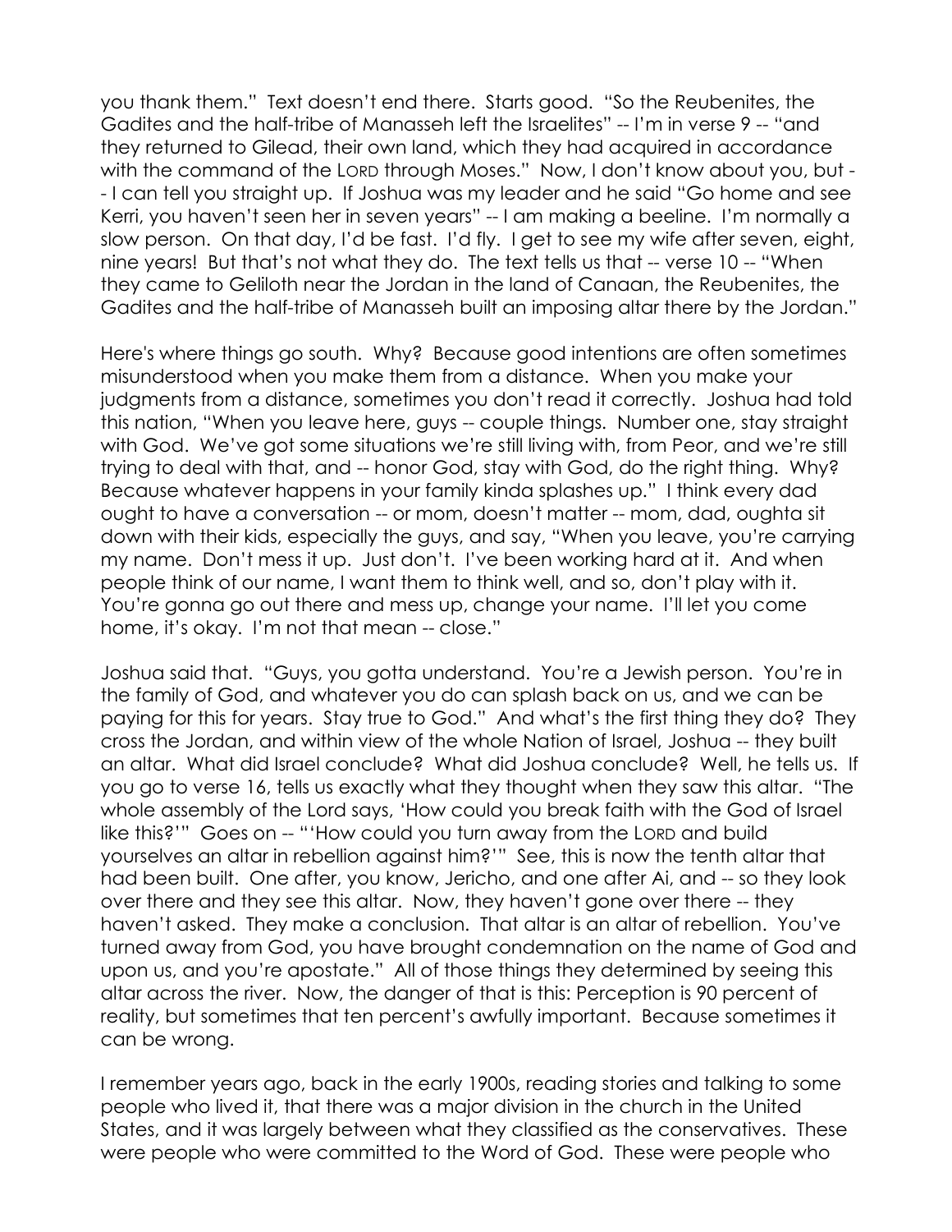you thank them." Text doesn't end there. Starts good. "So the Reubenites, the Gadites and the half-tribe of Manasseh left the Israelites" -- I'm in verse 9 -- "and they returned to Gilead, their own land, which they had acquired in accordance with the command of the LORD through Moses." Now, I don't know about you, but -- I can tell you straight up. If Joshua was my leader and he said "Go home and see Kerri, you haven't seen her in seven years" -- I am making a beeline. I'm normally a slow person. On that day, I'd be fast. I'd fly. I get to see my wife after seven, eight, nine years! But that's not what they do. The text tells us that -- verse 10 -- "When they came to Geliloth near the Jordan in the land of Canaan, the Reubenites, the Gadites and the half-tribe of Manasseh built an imposing altar there by the Jordan."

Here's where things go south. Why? Because good intentions are often sometimes misunderstood when you make them from a distance. When you make your judgments from a distance, sometimes you don't read it correctly. Joshua had told this nation, "When you leave here, guys -- couple things. Number one, stay straight with God. We've got some situations we're still living with, from Peor, and we're still trying to deal with that, and -- honor God, stay with God, do the right thing. Why? Because whatever happens in your family kinda splashes up." I think every dad ought to have a conversation -- or mom, doesn't matter -- mom, dad, oughta sit down with their kids, especially the guys, and say, "When you leave, you're carrying my name. Don't mess it up. Just don't. I've been working hard at it. And when people think of our name, I want them to think well, and so, don't play with it. You're gonna go out there and mess up, change your name. I'll let you come home, it's okay. I'm not that mean -- close."

Joshua said that. "Guys, you gotta understand. You're a Jewish person. You're in the family of God, and whatever you do can splash back on us, and we can be paying for this for years. Stay true to God." And what's the first thing they do? They cross the Jordan, and within view of the whole Nation of Israel, Joshua -- they built an altar. What did Israel conclude? What did Joshua conclude? Well, he tells us. If you go to verse 16, tells us exactly what they thought when they saw this altar. "The whole assembly of the Lord says, 'How could you break faith with the God of Israel like this?'" Goes on -- "'How could you turn away from the LORD and build yourselves an altar in rebellion against him?'" See, this is now the tenth altar that had been built. One after, you know, Jericho, and one after Ai, and -- so they look over there and they see this altar. Now, they haven't gone over there -- they haven't asked. They make a conclusion. That altar is an altar of rebellion. You've turned away from God, you have brought condemnation on the name of God and upon us, and you're apostate." All of those things they determined by seeing this altar across the river. Now, the danger of that is this: Perception is 90 percent of reality, but sometimes that ten percent's awfully important. Because sometimes it can be wrong.

I remember years ago, back in the early 1900s, reading stories and talking to some people who lived it, that there was a major division in the church in the United States, and it was largely between what they classified as the conservatives. These were people who were committed to the Word of God. These were people who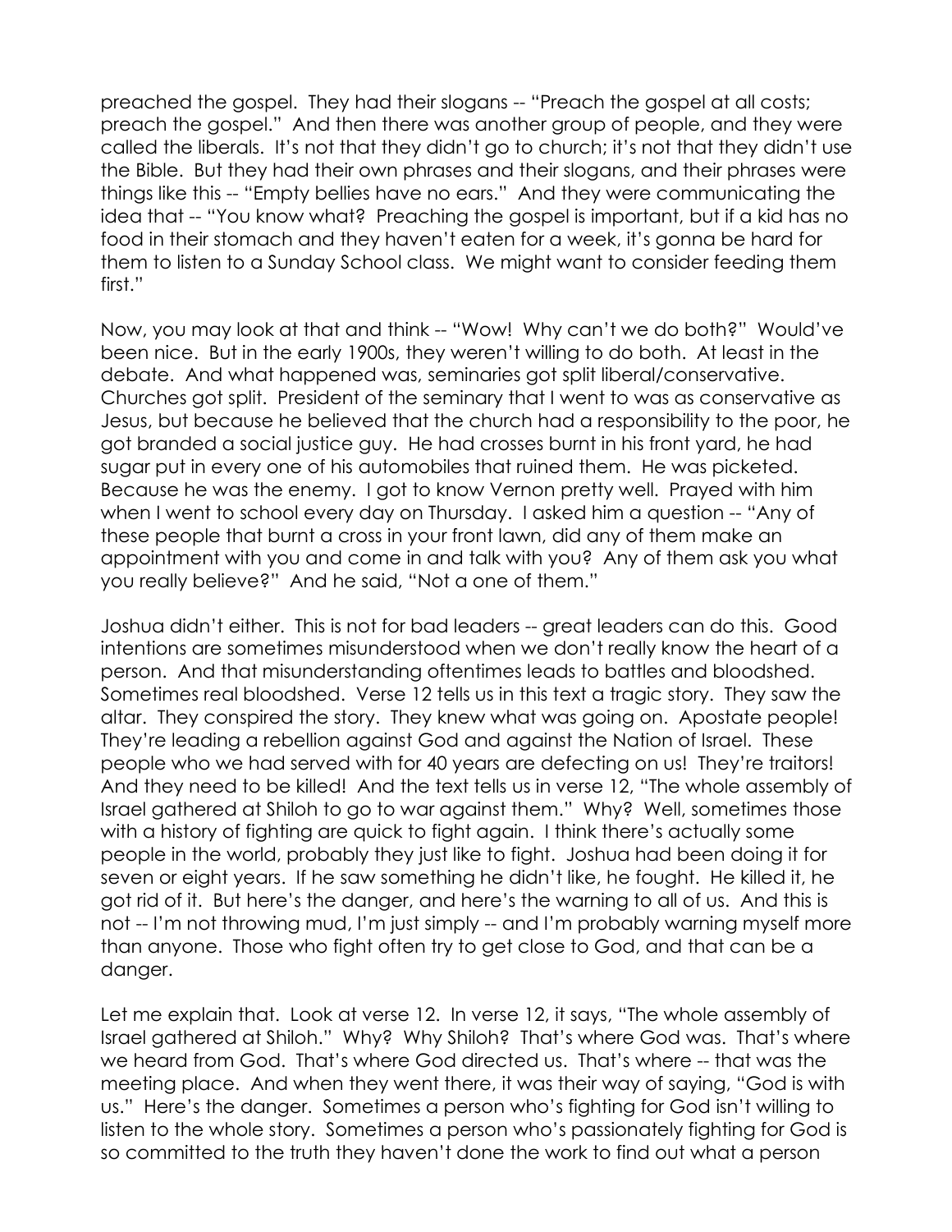preached the gospel. They had their slogans -- "Preach the gospel at all costs; preach the gospel." And then there was another group of people, and they were called the liberals. It's not that they didn't go to church; it's not that they didn't use the Bible. But they had their own phrases and their slogans, and their phrases were things like this -- "Empty bellies have no ears." And they were communicating the idea that -- "You know what? Preaching the gospel is important, but if a kid has no food in their stomach and they haven't eaten for a week, it's gonna be hard for them to listen to a Sunday School class. We might want to consider feeding them first."

Now, you may look at that and think -- "Wow! Why can't we do both?" Would've been nice. But in the early 1900s, they weren't willing to do both. At least in the debate. And what happened was, seminaries got split liberal/conservative. Churches got split. President of the seminary that I went to was as conservative as Jesus, but because he believed that the church had a responsibility to the poor, he got branded a social justice guy. He had crosses burnt in his front yard, he had sugar put in every one of his automobiles that ruined them. He was picketed. Because he was the enemy. I got to know Vernon pretty well. Prayed with him when I went to school every day on Thursday. I asked him a question -- "Any of these people that burnt a cross in your front lawn, did any of them make an appointment with you and come in and talk with you? Any of them ask you what you really believe?" And he said, "Not a one of them."

Joshua didn't either. This is not for bad leaders -- great leaders can do this. Good intentions are sometimes misunderstood when we don't really know the heart of a person. And that misunderstanding oftentimes leads to battles and bloodshed. Sometimes real bloodshed. Verse 12 tells us in this text a tragic story. They saw the altar. They conspired the story. They knew what was going on. Apostate people! They're leading a rebellion against God and against the Nation of Israel. These people who we had served with for 40 years are defecting on us! They're traitors! And they need to be killed! And the text tells us in verse 12, "The whole assembly of Israel gathered at Shiloh to go to war against them." Why? Well, sometimes those with a history of fighting are quick to fight again. I think there's actually some people in the world, probably they just like to fight. Joshua had been doing it for seven or eight years. If he saw something he didn't like, he fought. He killed it, he got rid of it. But here's the danger, and here's the warning to all of us. And this is not -- I'm not throwing mud, I'm just simply -- and I'm probably warning myself more than anyone. Those who fight often try to get close to God, and that can be a danger.

Let me explain that. Look at verse 12. In verse 12, it says, "The whole assembly of Israel gathered at Shiloh." Why? Why Shiloh? That's where God was. That's where we heard from God. That's where God directed us. That's where -- that was the meeting place. And when they went there, it was their way of saying, "God is with us." Here's the danger. Sometimes a person who's fighting for God isn't willing to listen to the whole story. Sometimes a person who's passionately fighting for God is so committed to the truth they haven't done the work to find out what a person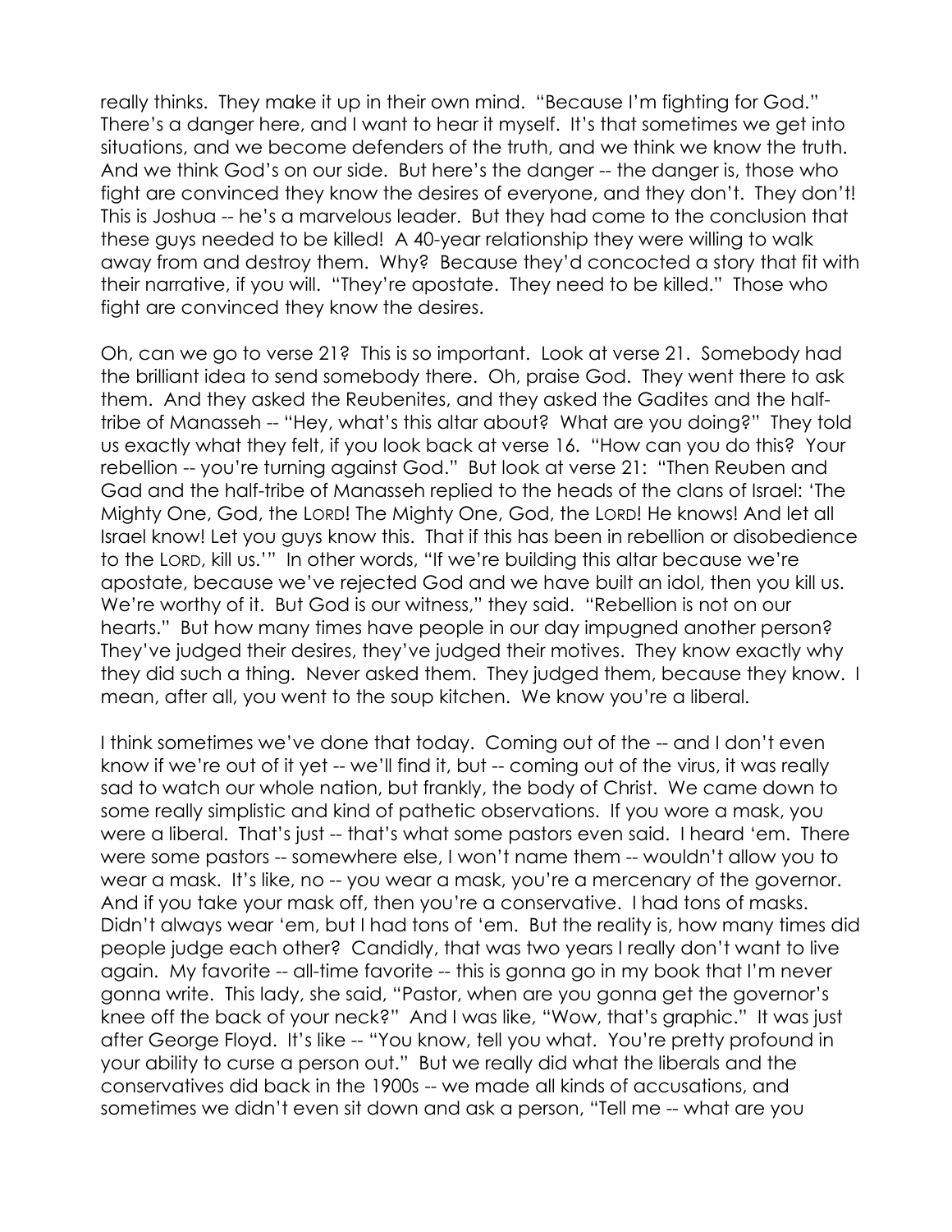really thinks. They make it up in their own mind. "Because I'm fighting for God." There's a danger here, and I want to hear it myself. It's that sometimes we get into situations, and we become defenders of the truth, and we think we know the truth. And we think God's on our side. But here's the danger -- the danger is, those who fight are convinced they know the desires of everyone, and they don't. They don't! This is Joshua -- he's a marvelous leader. But they had come to the conclusion that these guys needed to be killed! A 40-year relationship they were willing to walk away from and destroy them. Why? Because they'd concocted a story that fit with their narrative, if you will. "They're apostate. They need to be killed." Those who fight are convinced they know the desires.

Oh, can we go to verse 21? This is so important. Look at verse 21. Somebody had the brilliant idea to send somebody there. Oh, praise God. They went there to ask them. And they asked the Reubenites, and they asked the Gadites and the half-tribe of Manasseh -- "Hey, what's this altar about? What are you doing?" They told us exactly what they felt, if you look back at verse 16. "How can you do this? Your rebellion -- you're turning against God." But look at verse 21: "Then Reuben and Gad and the half-tribe of Manasseh replied to the heads of the clans of Israel: 'The Mighty One, God, the LORD! The Mighty One, God, the LORD! He knows! And let all Israel know! Let you guys know this. That if this has been in rebellion or disobedience to the LORD, kill us.'" In other words, "If we're building this altar because we're apostate, because we've rejected God and we have built an idol, then you kill us. We're worthy of it. But God is our witness," they said. "Rebellion is not on our hearts." But how many times have people in our day impugned another person? They've judged their desires, they've judged their motives. They know exactly why they did such a thing. Never asked them. They judged them, because they know. I mean, after all, you went to the soup kitchen. We know you're a liberal.

I think sometimes we've done that today. Coming out of the -- and I don't even know if we're out of it yet -- we'll find it, but -- coming out of the virus, it was really sad to watch our whole nation, but frankly, the body of Christ. We came down to some really simplistic and kind of pathetic observations. If you wore a mask, you were a liberal. That's just -- that's what some pastors even said. I heard 'em. There were some pastors -- somewhere else, I won't name them -- wouldn't allow you to wear a mask. It's like, no -- you wear a mask, you're a mercenary of the governor. And if you take your mask off, then you're a conservative. I had tons of masks. Didn't always wear 'em, but I had tons of 'em. But the reality is, how many times did people judge each other? Candidly, that was two years I really don't want to live again. My favorite -- all-time favorite -- this is gonna go in my book that I'm never gonna write. This lady, she said, "Pastor, when are you gonna get the governor's knee off the back of your neck?" And I was like, "Wow, that's graphic." It was just after George Floyd. It's like -- "You know, tell you what. You're pretty profound in your ability to curse a person out." But we really did what the liberals and the conservatives did back in the 1900s -- we made all kinds of accusations, and sometimes we didn't even sit down and ask a person, "Tell me -- what are you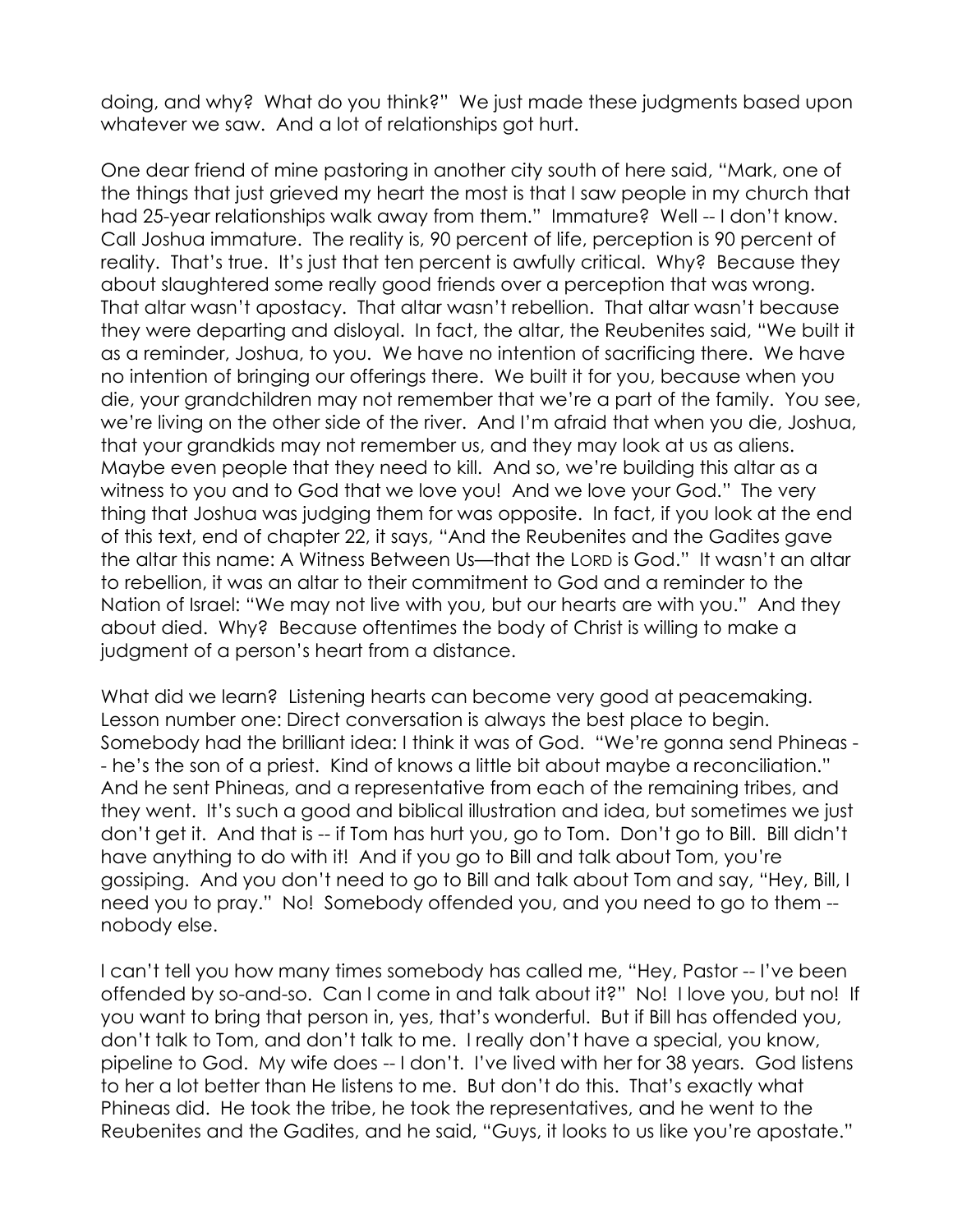doing, and why? What do you think?" We just made these judgments based upon whatever we saw. And a lot of relationships got hurt.

One dear friend of mine pastoring in another city south of here said, "Mark, one of the things that just grieved my heart the most is that I saw people in my church that had 25-year relationships walk away from them." Immature? Well -- I don't know. Call Joshua immature. The reality is, 90 percent of life, perception is 90 percent of reality. That's true. It's just that ten percent is awfully critical. Why? Because they about slaughtered some really good friends over a perception that was wrong. That altar wasn't apostacy. That altar wasn't rebellion. That altar wasn't because they were departing and disloyal. In fact, the altar, the Reubenites said, "We built it as a reminder, Joshua, to you. We have no intention of sacrificing there. We have no intention of bringing our offerings there. We built it for you, because when you die, your grandchildren may not remember that we're a part of the family. You see, we're living on the other side of the river. And I'm afraid that when you die, Joshua, that your grandkids may not remember us, and they may look at us as aliens. Maybe even people that they need to kill. And so, we're building this altar as a witness to you and to God that we love you! And we love your God." The very thing that Joshua was judging them for was opposite. In fact, if you look at the end of this text, end of chapter 22, it says, "And the Reubenites and the Gadites gave the altar this name: A Witness Between Us—that the LORD is God." It wasn't an altar to rebellion, it was an altar to their commitment to God and a reminder to the Nation of Israel: "We may not live with you, but our hearts are with you." And they about died. Why? Because oftentimes the body of Christ is willing to make a judgment of a person's heart from a distance.

What did we learn? Listening hearts can become very good at peacemaking. Lesson number one: Direct conversation is always the best place to begin. Somebody had the brilliant idea: I think it was of God. "We're gonna send Phineas -- he's the son of a priest. Kind of knows a little bit about maybe a reconciliation." And he sent Phineas, and a representative from each of the remaining tribes, and they went. It's such a good and biblical illustration and idea, but sometimes we just don't get it. And that is -- if Tom has hurt you, go to Tom. Don't go to Bill. Bill didn't have anything to do with it! And if you go to Bill and talk about Tom, you're gossiping. And you don't need to go to Bill and talk about Tom and say, "Hey, Bill, I need you to pray." No! Somebody offended you, and you need to go to them -- nobody else.

I can't tell you how many times somebody has called me, "Hey, Pastor -- I've been offended by so-and-so. Can I come in and talk about it?" No! I love you, but no! If you want to bring that person in, yes, that's wonderful. But if Bill has offended you, don't talk to Tom, and don't talk to me. I really don't have a special, you know, pipeline to God. My wife does -- I don't. I've lived with her for 38 years. God listens to her a lot better than He listens to me. But don't do this. That's exactly what Phineas did. He took the tribe, he took the representatives, and he went to the Reubenites and the Gadites, and he said, "Guys, it looks to us like you're apostate."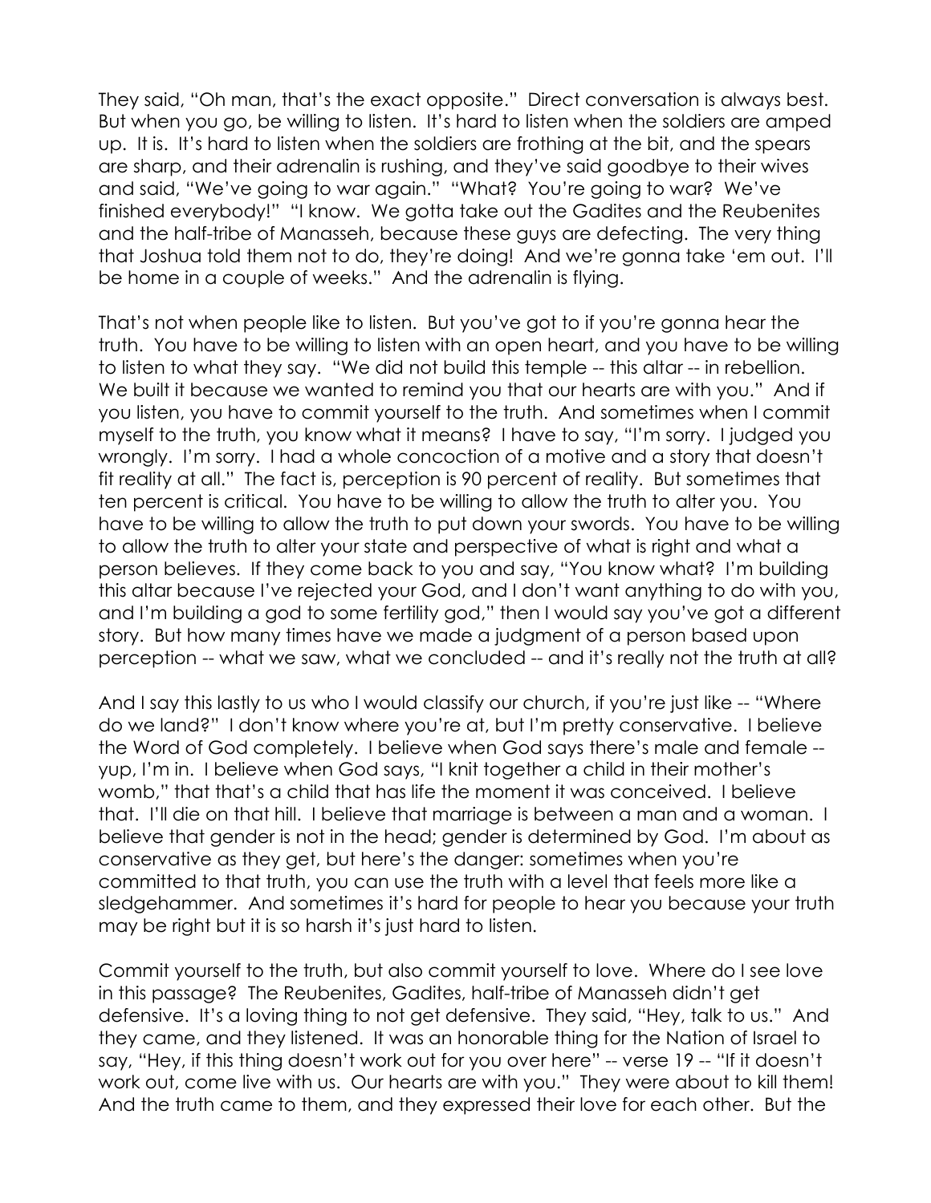They said, "Oh man, that's the exact opposite." Direct conversation is always best. But when you go, be willing to listen. It's hard to listen when the soldiers are amped up. It is. It's hard to listen when the soldiers are frothing at the bit, and the spears are sharp, and their adrenalin is rushing, and they've said goodbye to their wives and said, "We've going to war again." "What? You're going to war? We've finished everybody!" "I know. We gotta take out the Gadites and the Reubenites and the half-tribe of Manasseh, because these guys are defecting. The very thing that Joshua told them not to do, they're doing! And we're gonna take 'em out. I'll be home in a couple of weeks." And the adrenalin is flying.

That's not when people like to listen. But you've got to if you're gonna hear the truth. You have to be willing to listen with an open heart, and you have to be willing to listen to what they say. "We did not build this temple -- this altar -- in rebellion. We built it because we wanted to remind you that our hearts are with you." And if you listen, you have to commit yourself to the truth. And sometimes when I commit myself to the truth, you know what it means? I have to say, "I'm sorry. I judged you wrongly. I'm sorry. I had a whole concoction of a motive and a story that doesn't fit reality at all." The fact is, perception is 90 percent of reality. But sometimes that ten percent is critical. You have to be willing to allow the truth to alter you. You have to be willing to allow the truth to put down your swords. You have to be willing to allow the truth to alter your state and perspective of what is right and what a person believes. If they come back to you and say, "You know what? I'm building this altar because I've rejected your God, and I don't want anything to do with you, and I'm building a god to some fertility god," then I would say you've got a different story. But how many times have we made a judgment of a person based upon perception -- what we saw, what we concluded -- and it's really not the truth at all?

And I say this lastly to us who I would classify our church, if you're just like -- "Where do we land?" I don't know where you're at, but I'm pretty conservative. I believe the Word of God completely. I believe when God says there's male and female -- yup, I'm in. I believe when God says, "I knit together a child in their mother's womb," that that's a child that has life the moment it was conceived. I believe that. I'll die on that hill. I believe that marriage is between a man and a woman. I believe that gender is not in the head; gender is determined by God. I'm about as conservative as they get, but here's the danger: sometimes when you're committed to that truth, you can use the truth with a level that feels more like a sledgehammer. And sometimes it's hard for people to hear you because your truth may be right but it is so harsh it's just hard to listen.

Commit yourself to the truth, but also commit yourself to love. Where do I see love in this passage? The Reubenites, Gadites, half-tribe of Manasseh didn't get defensive. It's a loving thing to not get defensive. They said, "Hey, talk to us." And they came, and they listened. It was an honorable thing for the Nation of Israel to say, "Hey, if this thing doesn't work out for you over here" -- verse 19 -- "If it doesn't work out, come live with us. Our hearts are with you." They were about to kill them! And the truth came to them, and they expressed their love for each other. But the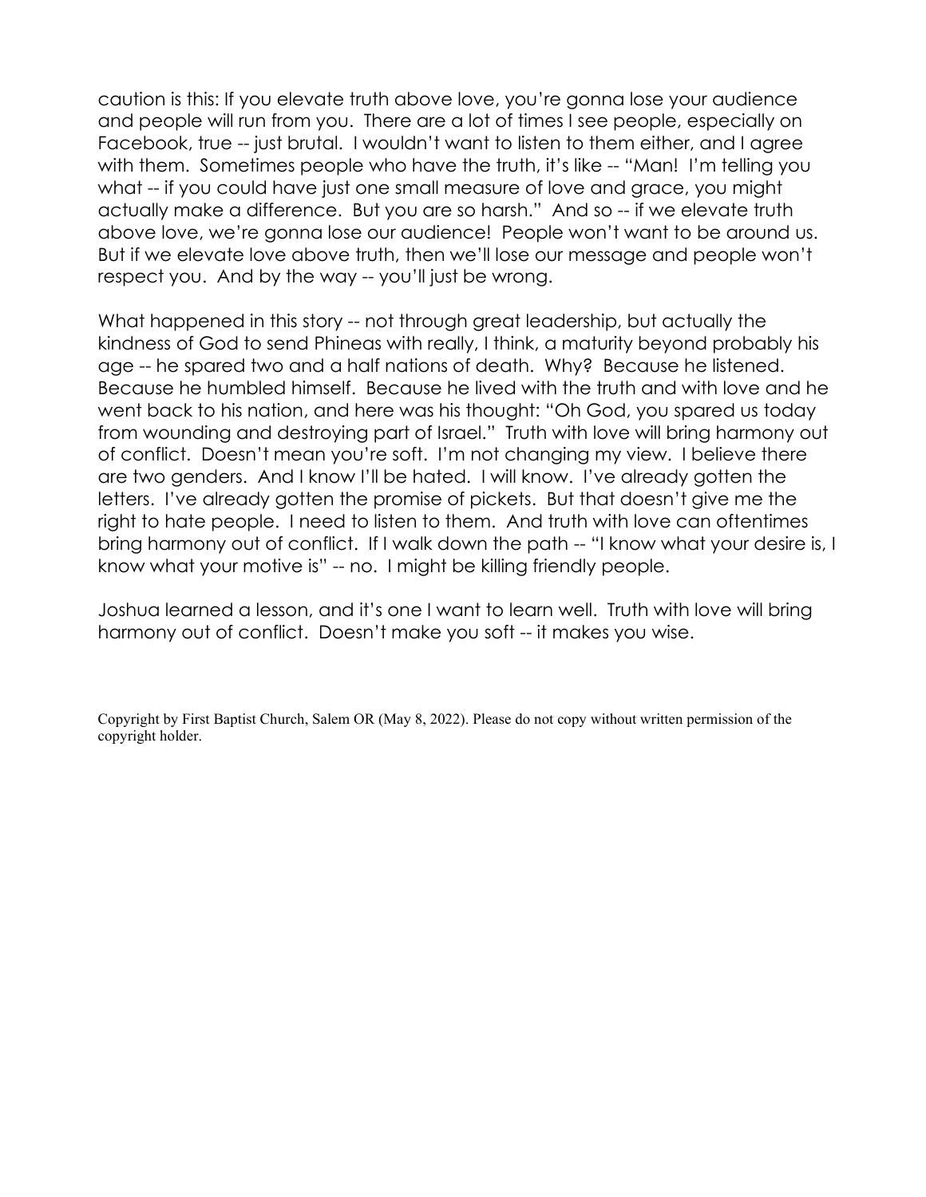caution is this: If you elevate truth above love, you're gonna lose your audience and people will run from you. There are a lot of times I see people, especially on Facebook, true -- just brutal. I wouldn't want to listen to them either, and I agree with them. Sometimes people who have the truth, it's like -- "Man! I'm telling you what -- if you could have just one small measure of love and grace, you might actually make a difference. But you are so harsh." And so -- if we elevate truth above love, we're gonna lose our audience! People won't want to be around us. But if we elevate love above truth, then we'll lose our message and people won't respect you. And by the way -- you'll just be wrong.

What happened in this story -- not through great leadership, but actually the kindness of God to send Phineas with really, I think, a maturity beyond probably his age -- he spared two and a half nations of death. Why? Because he listened. Because he humbled himself. Because he lived with the truth and with love and he went back to his nation, and here was his thought: "Oh God, you spared us today from wounding and destroying part of Israel." Truth with love will bring harmony out of conflict. Doesn't mean you're soft. I'm not changing my view. I believe there are two genders. And I know I'll be hated. I will know. I've already gotten the letters. I've already gotten the promise of pickets. But that doesn't give me the right to hate people. I need to listen to them. And truth with love can oftentimes bring harmony out of conflict. If I walk down the path -- "I know what your desire is, I know what your motive is" -- no. I might be killing friendly people.

Joshua learned a lesson, and it's one I want to learn well. Truth with love will bring harmony out of conflict. Doesn't make you soft -- it makes you wise.

Copyright by First Baptist Church, Salem OR (May 8, 2022). Please do not copy without written permission of the copyright holder.